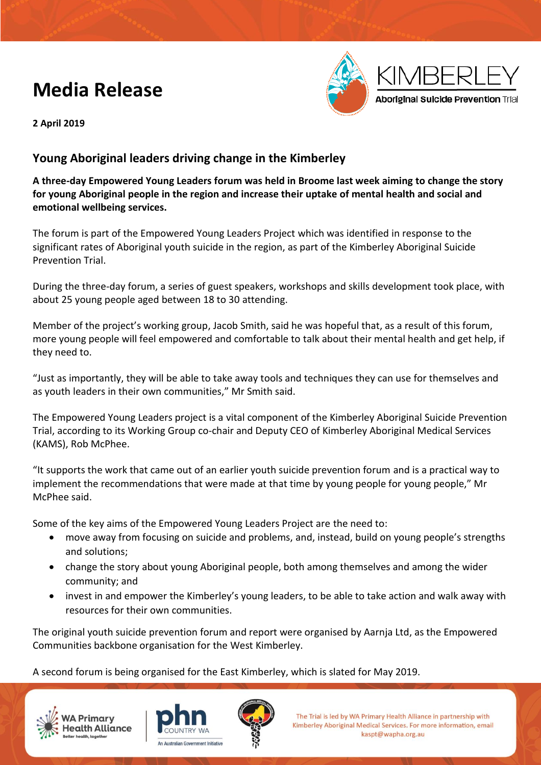# Media Release

KIMBERLEY Aboriginal Suicide Prevention Trial

**2 April 2019**

## Young Aboriginal leaders driving change in the Kimberley

**A three-day Empowered Young Leaders forum was held in Broome last week aiming to change the story for young Aboriginal people in the region and increase their uptake of mental health and social and emotional wellbeing services.**

The forum is part of the Empowered Young Leaders Project which was identified in response to the significant rates of Aboriginal youth suicide in the region, as part of the Kimberley Aboriginal Suicide Prevention Trial.

During the three-day forum, a series of guest speakers, workshops and skills development took place, with about 25 young people aged between 18 to 30 attending.

Member of the project's working group, Jacob Smith, said he was hopeful that, as a result of this forum, more young people will feel empowered and comfortable to talk about their mental health and get help, if they need to.

"Just as importantly, they will be able to take away tools and techniques they can use for themselves and as youth leaders in their own communities," Mr Smith said.

The Empowered Young Leaders project is a vital component of the Kimberley Aboriginal Suicide Prevention Trial, according to its Working Group co-chair and Deputy CEO of Kimberley Aboriginal Medical Services (KAMS), Rob McPhee.

"It supports the work that came out of an earlier youth suicide prevention forum and is a practical way to implement the recommendations that were made at that time by young people for young people," Mr McPhee said.

Some of the key aims of the Empowered Young Leaders Project are the need to:

- move away from focusing on suicide and problems, and, instead, build on young people's strengths and solutions;
- change the story about young Aboriginal people, both among themselves and among the wider community; and
- invest in and empower the Kimberley's young leaders, to be able to take action and walk away with resources for their own communities.

The original youth suicide prevention forum and report were organised by Aarnja Ltd, as the Empowered Communities backbone organisation for the West Kimberley.

A second forum is being organised for the East Kimberley, which is slated for May 2019.

The Trial is led by WA Primary Health Alliance in partnership with Kimberley Aboriginal Medical Services. For more information, email kaspt@wapha.org.au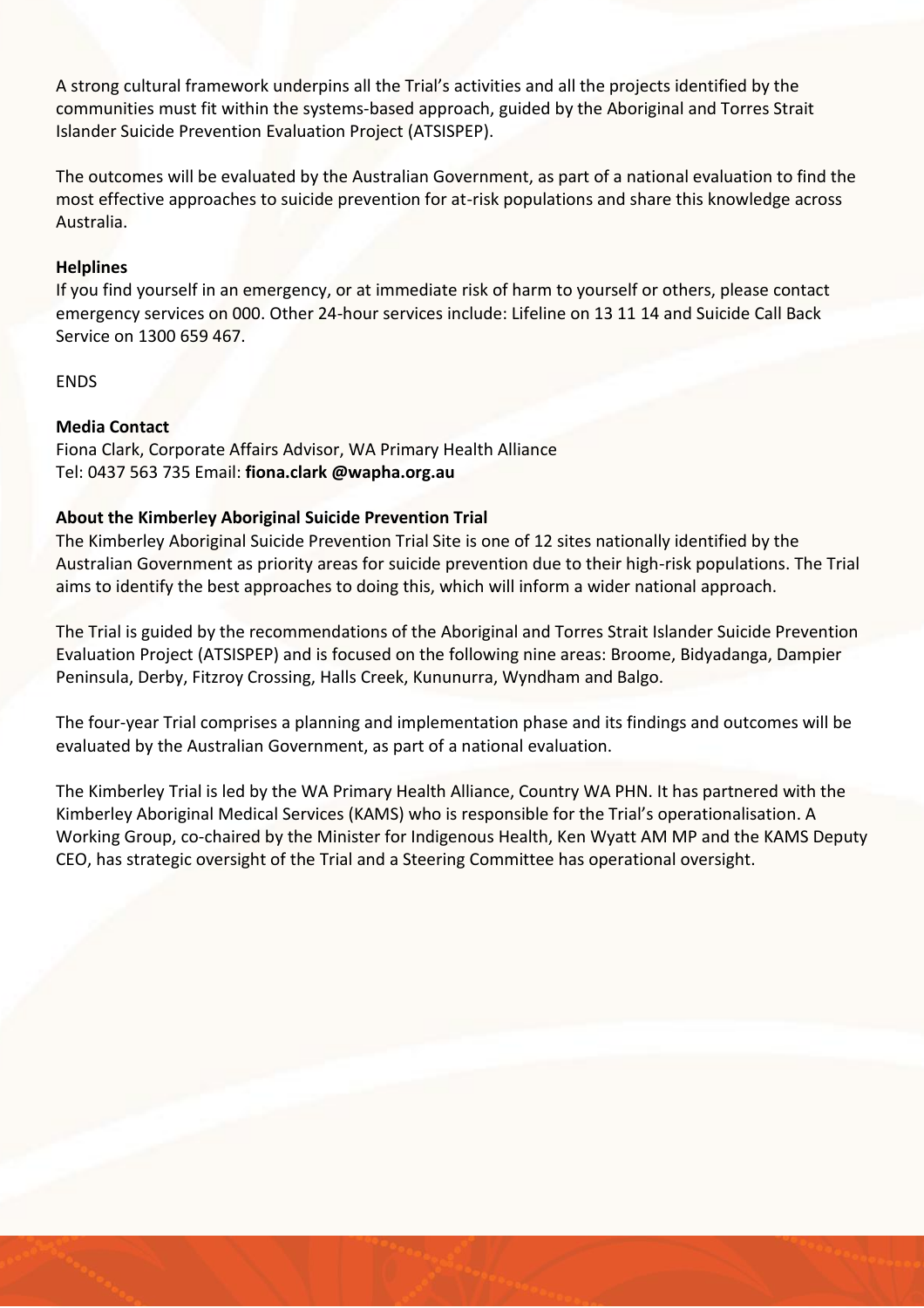A strong cultural framework underpins all the Trial's activities and all the projects identified by the communities must fit within the systems-based approach, guided by the Aboriginal and Torres Strait Islander Suicide Prevention Evaluation Project (ATSISPEP).

The outcomes will be evaluated by the Australian Government, as part of a national evaluation to find the most effective approaches to suicide prevention for at-risk populations and share this knowledge across Australia.

**Helplines**
If you find yourself in an emergency, or at immediate risk of harm to yourself or others, please contact emergency services on 000. Other 24-hour services include: Lifeline on 13 11 14 and Suicide Call Back Service on 1300 659 467.

ENDS

**Media Contact**
Fiona Clark, Corporate Affairs Advisor, WA Primary Health Alliance
Tel: 0437 563 735 Email: **fiona.clark @wapha.org.au**

**About the Kimberley Aboriginal Suicide Prevention Trial**
The Kimberley Aboriginal Suicide Prevention Trial Site is one of 12 sites nationally identified by the Australian Government as priority areas for suicide prevention due to their high-risk populations. The Trial aims to identify the best approaches to doing this, which will inform a wider national approach.

The Trial is guided by the recommendations of the Aboriginal and Torres Strait Islander Suicide Prevention Evaluation Project (ATSISPEP) and is focused on the following nine areas: Broome, Bidyadanga, Dampier Peninsula, Derby, Fitzroy Crossing, Halls Creek, Kununurra, Wyndham and Balgo.

The four-year Trial comprises a planning and implementation phase and its findings and outcomes will be evaluated by the Australian Government, as part of a national evaluation.

The Kimberley Trial is led by the WA Primary Health Alliance, Country WA PHN. It has partnered with the Kimberley Aboriginal Medical Services (KAMS) who is responsible for the Trial's operationalisation. A Working Group, co-chaired by the Minister for Indigenous Health, Ken Wyatt AM MP and the KAMS Deputy CEO, has strategic oversight of the Trial and a Steering Committee has operational oversight.